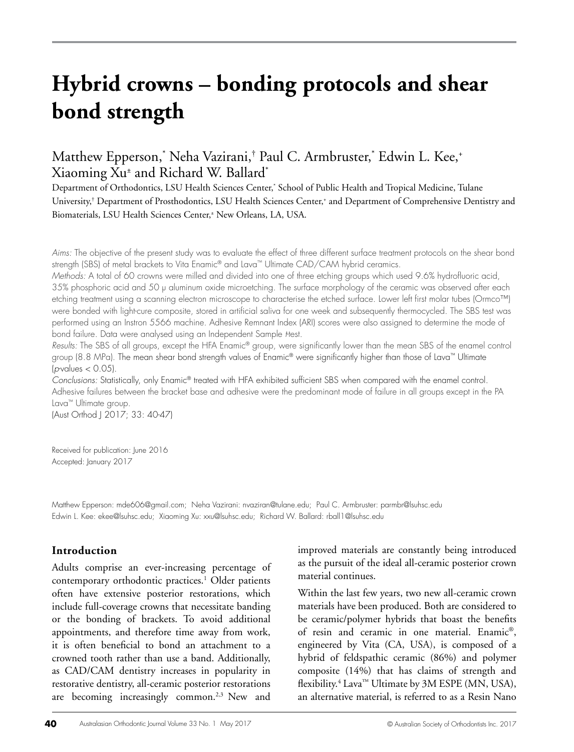# Hybrid crowns – bonding protocols and shear bond strength

Matthew Epperson,[*] Neha Vazirani,[†] Paul C. Armbruster,[*] Edwin L. Kee,[+] Xiaoming Xu[±] and Richard W. Ballard[*]

Department of Orthodontics, LSU Health Sciences Center,[*] School of Public Health and Tropical Medicine, Tulane University,[†] Department of Prosthodontics, LSU Health Sciences Center,[+] and Department of Comprehensive Dentistry and Biomaterials, LSU Health Sciences Center,[±] New Orleans, LA, USA.

*Aims:* The objective of the present study was to evaluate the effect of three different surface treatment protocols on the shear bond strength (SBS) of metal brackets to Vita Enamic® and Lava™ Ultimate CAD/CAM hybrid ceramics.

*Methods:* A total of 60 crowns were milled and divided into one of three etching groups which used 9.6% hydrofluoric acid, 35% phosphoric acid and 50 µ aluminum oxide microetching. The surface morphology of the ceramic was observed after each etching treatment using a scanning electron microscope to characterise the etched surface. Lower left first molar tubes (Ormco™) were bonded with light-cure composite, stored in artificial saliva for one week and subsequently thermocycled. The SBS test was performed using an Instron 5566 machine. Adhesive Remnant Index (ARI) scores were also assigned to determine the mode of bond failure. Data were analysed using an Independent Sample *t*-test.

*Results:* The SBS of all groups, except the HFA Enamic® group, were significantly lower than the mean SBS of the enamel control group (8.8 MPa). The mean shear bond strength values of Enamic® were significantly higher than those of Lava™ Ultimate ($p$-values $< 0.05$).

*Conclusions:* Statistically, only Enamic® treated with HFA exhibited sufficient SBS when compared with the enamel control. Adhesive failures between the bracket base and adhesive were the predominant mode of failure in all groups except in the PA Lava™ Ultimate group.

(Aust Orthod J 2017; 33: 40-47)

Received for publication: June 2016
Accepted: January 2017

Matthew Epperson: mde606@gmail.com; Neha Vazirani: nvaziran@tulane.edu; Paul C. Armbruster: parmbr@lsuhsc.edu
Edwin L. Kee: ekee@lsuhsc.edu; Xiaoming Xu: xxu@lsuhsc.edu; Richard W. Ballard: rball1@lsuhsc.edu

## Introduction

Adults comprise an ever-increasing percentage of contemporary orthodontic practices.[1] Older patients often have extensive posterior restorations, which include full-coverage crowns that necessitate banding or the bonding of brackets. To avoid additional appointments, and therefore time away from work, it is often beneficial to bond an attachment to a crowned tooth rather than use a band. Additionally, as CAD/CAM dentistry increases in popularity in restorative dentistry, all-ceramic posterior restorations are becoming increasingly common.[2,3] New and improved materials are constantly being introduced as the pursuit of the ideal all-ceramic posterior crown material continues.

Within the last few years, two new all-ceramic crown materials have been produced. Both are considered to be ceramic/polymer hybrids that boast the benefits of resin and ceramic in one material. Enamic®, engineered by Vita (CA, USA), is composed of a hybrid of feldspathic ceramic (86%) and polymer composite (14%) that has claims of strength and flexibility.[4] Lava™ Ultimate by 3M ESPE (MN, USA), an alternative material, is referred to as a Resin Nano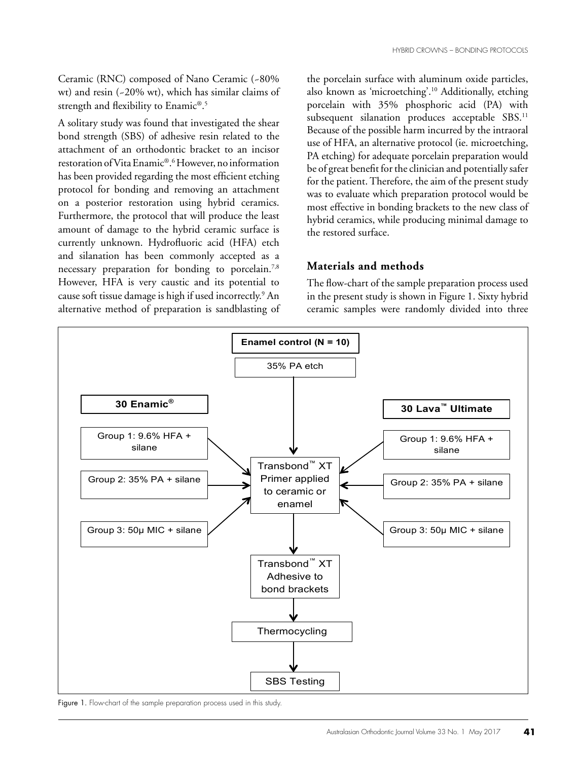Ceramic (RNC) composed of Nano Ceramic (~80% wt) and resin (~20% wt), which has similar claims of strength and flexibility to Enamic®.[5]

A solitary study was found that investigated the shear bond strength (SBS) of adhesive resin related to the attachment of an orthodontic bracket to an incisor restoration of Vita Enamic®.[6] However, no information has been provided regarding the most efficient etching protocol for bonding and removing an attachment on a posterior restoration using hybrid ceramics. Furthermore, the protocol that will produce the least amount of damage to the hybrid ceramic surface is currently unknown. Hydrofluoric acid (HFA) etch and silanation has been commonly accepted as a necessary preparation for bonding to porcelain.[7,8] However, HFA is very caustic and its potential to cause soft tissue damage is high if used incorrectly.[9] An alternative method of preparation is sandblasting of the porcelain surface with aluminum oxide particles, also known as 'microetching'.[10] Additionally, etching porcelain with 35% phosphoric acid (PA) with subsequent silanation produces acceptable SBS.[11] Because of the possible harm incurred by the intraoral use of HFA, an alternative protocol (ie. microetching, PA etching) for adequate porcelain preparation would be of great benefit for the clinician and potentially safer for the patient. Therefore, the aim of the present study was to evaluate which preparation protocol would be most effective in bonding brackets to the new class of hybrid ceramics, while producing minimal damage to the restored surface.

## Materials and methods

The flow-chart of the sample preparation process used in the present study is shown in Figure 1. Sixty hybrid ceramic samples were randomly divided into three

**Enamel control (N = 10)**
35% PA etch

**30 Enamic®**
- Group 1: 9.6% HFA + silane
- Group 2: 35% PA + silane
- Group 3: 50µ MIC + silane

**30 Lava™ Ultimate**
- Group 1: 9.6% HFA + silane
- Group 2: 35% PA + silane
- Group 3: 50µ MIC + silane

Transbond™ XT Primer applied to ceramic or enamel → Transbond™ XT Adhesive to bond brackets → Thermocycling → SBS Testing

Figure 1. Flow-chart of the sample preparation process used in this study.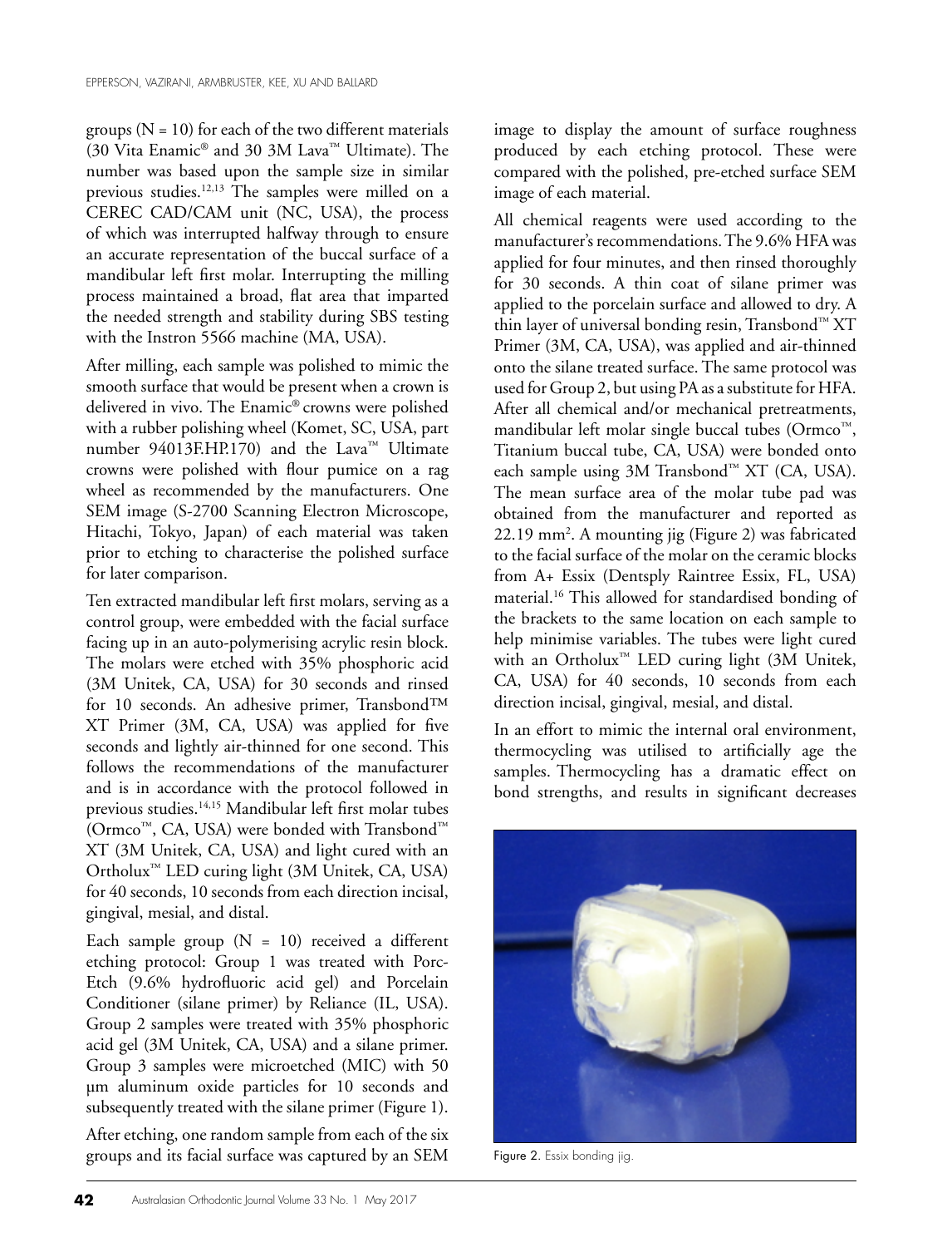groups (N = 10) for each of the two different materials (30 Vita Enamic® and 30 3M Lava™ Ultimate). The number was based upon the sample size in similar previous studies.[12,13] The samples were milled on a CEREC CAD/CAM unit (NC, USA), the process of which was interrupted halfway through to ensure an accurate representation of the buccal surface of a mandibular left first molar. Interrupting the milling process maintained a broad, flat area that imparted the needed strength and stability during SBS testing with the Instron 5566 machine (MA, USA).

After milling, each sample was polished to mimic the smooth surface that would be present when a crown is delivered in vivo. The Enamic® crowns were polished with a rubber polishing wheel (Komet, SC, USA, part number 94013F.HP.170) and the Lava™ Ultimate crowns were polished with flour pumice on a rag wheel as recommended by the manufacturers. One SEM image (S-2700 Scanning Electron Microscope, Hitachi, Tokyo, Japan) of each material was taken prior to etching to characterise the polished surface for later comparison.

Ten extracted mandibular left first molars, serving as a control group, were embedded with the facial surface facing up in an auto-polymerising acrylic resin block. The molars were etched with 35% phosphoric acid (3M Unitek, CA, USA) for 30 seconds and rinsed for 10 seconds. An adhesive primer, Transbond™ XT Primer (3M, CA, USA) was applied for five seconds and lightly air-thinned for one second. This follows the recommendations of the manufacturer and is in accordance with the protocol followed in previous studies.[14,15] Mandibular left first molar tubes (Ormco™, CA, USA) were bonded with Transbond™ XT (3M Unitek, CA, USA) and light cured with an Ortholux™ LED curing light (3M Unitek, CA, USA) for 40 seconds, 10 seconds from each direction incisal, gingival, mesial, and distal.

Each sample group (N = 10) received a different etching protocol: Group 1 was treated with Porc-Etch (9.6% hydrofluoric acid gel) and Porcelain Conditioner (silane primer) by Reliance (IL, USA). Group 2 samples were treated with 35% phosphoric acid gel (3M Unitek, CA, USA) and a silane primer. Group 3 samples were microetched (MIC) with 50 µm aluminum oxide particles for 10 seconds and subsequently treated with the silane primer (Figure 1).

After etching, one random sample from each of the six groups and its facial surface was captured by an SEM image to display the amount of surface roughness produced by each etching protocol. These were compared with the polished, pre-etched surface SEM image of each material.

All chemical reagents were used according to the manufacturer's recommendations. The 9.6% HFA was applied for four minutes, and then rinsed thoroughly for 30 seconds. A thin coat of silane primer was applied to the porcelain surface and allowed to dry. A thin layer of universal bonding resin, Transbond™ XT Primer (3M, CA, USA), was applied and air-thinned onto the silane treated surface. The same protocol was used for Group 2, but using PA as a substitute for HFA. After all chemical and/or mechanical pretreatments, mandibular left molar single buccal tubes (Ormco™, Titanium buccal tube, CA, USA) were bonded onto each sample using 3M Transbond™ XT (CA, USA). The mean surface area of the molar tube pad was obtained from the manufacturer and reported as 22.19 mm². A mounting jig (Figure 2) was fabricated to the facial surface of the molar on the ceramic blocks from A+ Essix (Dentsply Raintree Essix, FL, USA) material.[16] This allowed for standardised bonding of the brackets to the same location on each sample to help minimise variables. The tubes were light cured with an Ortholux™ LED curing light (3M Unitek, CA, USA) for 40 seconds, 10 seconds from each direction incisal, gingival, mesial, and distal.

In an effort to mimic the internal oral environment, thermocycling was utilised to artificially age the samples. Thermocycling has a dramatic effect on bond strengths, and results in significant decreases

Figure 2. Essix bonding jig.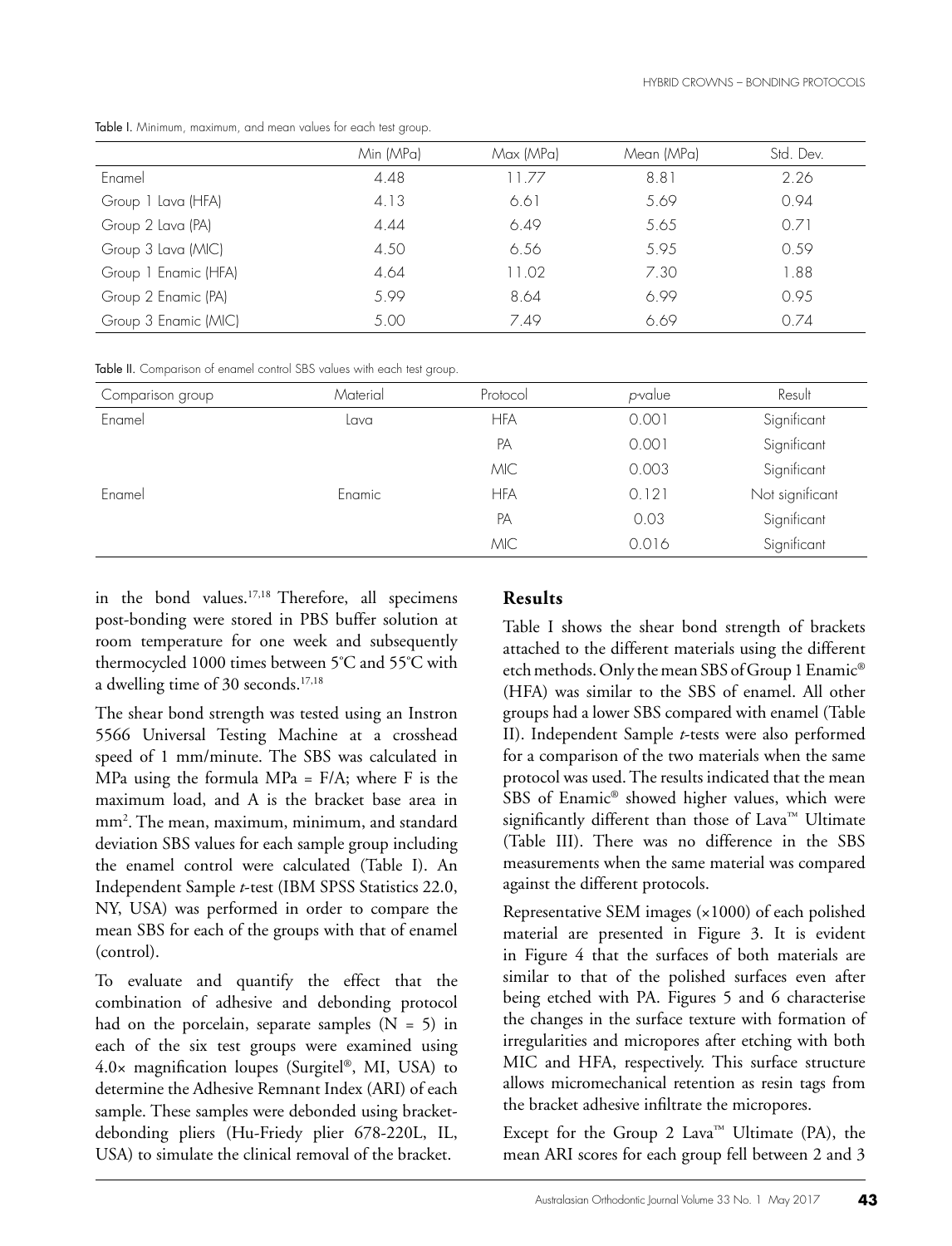Table I. Minimum, maximum, and mean values for each test group.

| | Min (MPa) | Max (MPa) | Mean (MPa) | Std. Dev. |
|---|---|---|---|---|
| Enamel | 4.48 | 11.77 | 8.81 | 2.26 |
| Group 1 Lava (HFA) | 4.13 | 6.61 | 5.69 | 0.94 |
| Group 2 Lava (PA) | 4.44 | 6.49 | 5.65 | 0.71 |
| Group 3 Lava (MIC) | 4.50 | 6.56 | 5.95 | 0.59 |
| Group 1 Enamic (HFA) | 4.64 | 11.02 | 7.30 | 1.88 |
| Group 2 Enamic (PA) | 5.99 | 8.64 | 6.99 | 0.95 |
| Group 3 Enamic (MIC) | 5.00 | 7.49 | 6.69 | 0.74 |

Table II. Comparison of enamel control SBS values with each test group.

| Comparison group | Material | Protocol | *p*-value | Result |
|---|---|---|---|---|
| Enamel | Lava | HFA | 0.001 | Significant |
| | | PA | 0.001 | Significant |
| | | MIC | 0.003 | Significant |
| Enamel | Enamic | HFA | 0.121 | Not significant |
| | | PA | 0.03 | Significant |
| | | MIC | 0.016 | Significant |

in the bond values.[17,18] Therefore, all specimens post-bonding were stored in PBS buffer solution at room temperature for one week and subsequently thermocycled 1000 times between 5°C and 55°C with a dwelling time of 30 seconds.[17,18]

The shear bond strength was tested using an Instron 5566 Universal Testing Machine at a crosshead speed of 1 mm/minute. The SBS was calculated in MPa using the formula MPa = F/A; where F is the maximum load, and A is the bracket base area in mm$^2$. The mean, maximum, minimum, and standard deviation SBS values for each sample group including the enamel control were calculated (Table I). An Independent Sample *t*-test (IBM SPSS Statistics 22.0, NY, USA) was performed in order to compare the mean SBS for each of the groups with that of enamel (control).

To evaluate and quantify the effect that the combination of adhesive and debonding protocol had on the porcelain, separate samples (N = 5) in each of the six test groups were examined using 4.0× magnification loupes (Surgitel®, MI, USA) to determine the Adhesive Remnant Index (ARI) of each sample. These samples were debonded using bracket-debonding pliers (Hu-Friedy plier 678-220L, IL, USA) to simulate the clinical removal of the bracket.

## Results

Table I shows the shear bond strength of brackets attached to the different materials using the different etch methods. Only the mean SBS of Group 1 Enamic® (HFA) was similar to the SBS of enamel. All other groups had a lower SBS compared with enamel (Table II). Independent Sample *t*-tests were also performed for a comparison of the two materials when the same protocol was used. The results indicated that the mean SBS of Enamic® showed higher values, which were significantly different than those of Lava™ Ultimate (Table III). There was no difference in the SBS measurements when the same material was compared against the different protocols.

Representative SEM images (×1000) of each polished material are presented in Figure 3. It is evident in Figure 4 that the surfaces of both materials are similar to that of the polished surfaces even after being etched with PA. Figures 5 and 6 characterise the changes in the surface texture with formation of irregularities and micropores after etching with both MIC and HFA, respectively. This surface structure allows micromechanical retention as resin tags from the bracket adhesive infiltrate the micropores.

Except for the Group 2 Lava™ Ultimate (PA), the mean ARI scores for each group fell between 2 and 3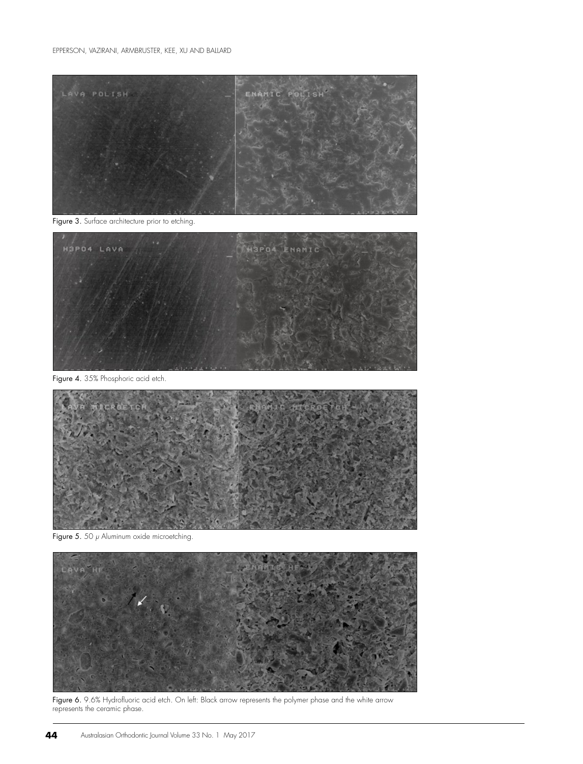Figure 3. Surface architecture prior to etching.

Figure 4. 35% Phosphoric acid etch.

Figure 5. 50 $\mu$ Aluminum oxide microetching.

Figure 6. 9.6% Hydrofluoric acid etch. On left: Black arrow represents the polymer phase and the white arrow represents the ceramic phase.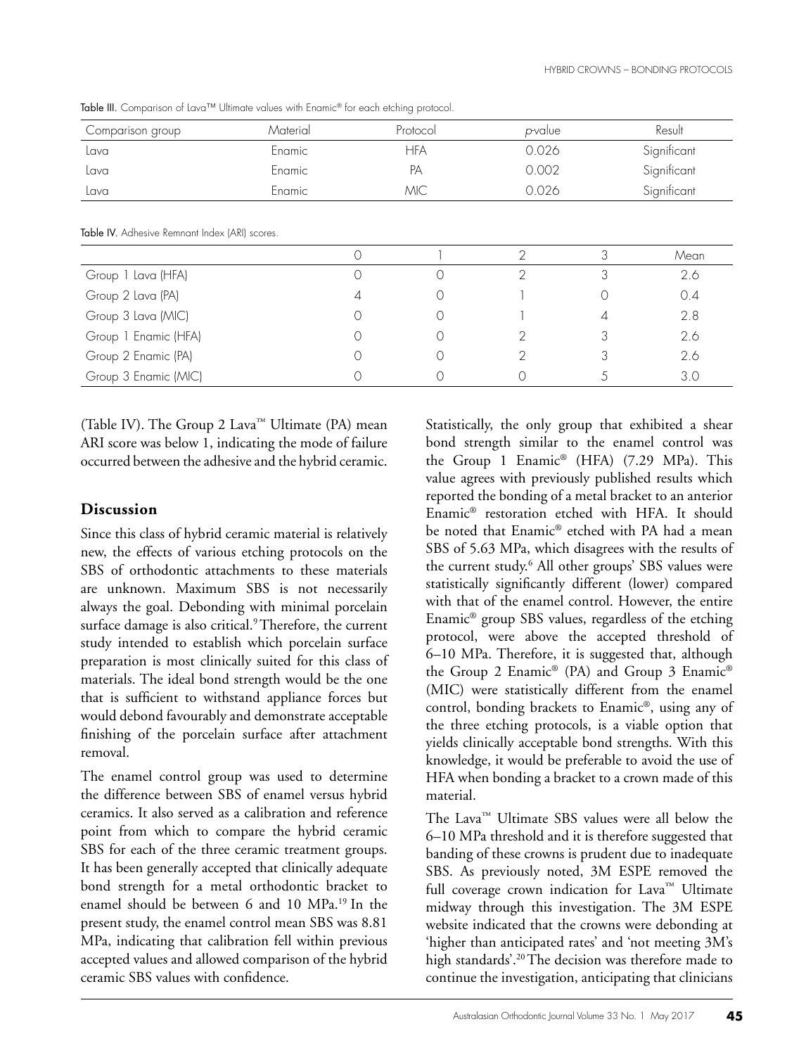Table III. Comparison of Lava™ Ultimate values with Enamic® for each etching protocol.

| Comparison group | Material | Protocol | *p*-value | Result |
|---|---|---|---|---|
| Lava | Enamic | HFA | 0.026 | Significant |
| Lava | Enamic | PA | 0.002 | Significant |
| Lava | Enamic | MIC | 0.026 | Significant |

Table IV. Adhesive Remnant Index (ARI) scores.

| | 0 | 1 | 2 | 3 | Mean |
|---|---|---|---|---|---|
| Group 1 Lava (HFA) | 0 | 0 | 2 | 3 | 2.6 |
| Group 2 Lava (PA) | 4 | 0 | 1 | 0 | 0.4 |
| Group 3 Lava (MIC) | 0 | 0 | 1 | 4 | 2.8 |
| Group 1 Enamic (HFA) | 0 | 0 | 2 | 3 | 2.6 |
| Group 2 Enamic (PA) | 0 | 0 | 2 | 3 | 2.6 |
| Group 3 Enamic (MIC) | 0 | 0 | 0 | 5 | 3.0 |

(Table IV). The Group 2 Lava™ Ultimate (PA) mean ARI score was below 1, indicating the mode of failure occurred between the adhesive and the hybrid ceramic.

## Discussion

Since this class of hybrid ceramic material is relatively new, the effects of various etching protocols on the SBS of orthodontic attachments to these materials are unknown. Maximum SBS is not necessarily always the goal. Debonding with minimal porcelain surface damage is also critical.[9] Therefore, the current study intended to establish which porcelain surface preparation is most clinically suited for this class of materials. The ideal bond strength would be the one that is sufficient to withstand appliance forces but would debond favourably and demonstrate acceptable finishing of the porcelain surface after attachment removal.

The enamel control group was used to determine the difference between SBS of enamel versus hybrid ceramics. It also served as a calibration and reference point from which to compare the hybrid ceramic SBS for each of the three ceramic treatment groups. It has been generally accepted that clinically adequate bond strength for a metal orthodontic bracket to enamel should be between 6 and 10 MPa.[19] In the present study, the enamel control mean SBS was 8.81 MPa, indicating that calibration fell within previous accepted values and allowed comparison of the hybrid ceramic SBS values with confidence.

Statistically, the only group that exhibited a shear bond strength similar to the enamel control was the Group 1 Enamic® (HFA) (7.29 MPa). This value agrees with previously published results which reported the bonding of a metal bracket to an anterior Enamic® restoration etched with HFA. It should be noted that Enamic® etched with PA had a mean SBS of 5.63 MPa, which disagrees with the results of the current study.[6] All other groups' SBS values were statistically significantly different (lower) compared with that of the enamel control. However, the entire Enamic® group SBS values, regardless of the etching protocol, were above the accepted threshold of 6–10 MPa. Therefore, it is suggested that, although the Group 2 Enamic® (PA) and Group 3 Enamic® (MIC) were statistically different from the enamel control, bonding brackets to Enamic®, using any of the three etching protocols, is a viable option that yields clinically acceptable bond strengths. With this knowledge, it would be preferable to avoid the use of HFA when bonding a bracket to a crown made of this material.

The Lava™ Ultimate SBS values were all below the 6–10 MPa threshold and it is therefore suggested that banding of these crowns is prudent due to inadequate SBS. As previously noted, 3M ESPE removed the full coverage crown indication for Lava™ Ultimate midway through this investigation. The 3M ESPE website indicated that the crowns were debonding at 'higher than anticipated rates' and 'not meeting 3M's high standards'.[20] The decision was therefore made to continue the investigation, anticipating that clinicians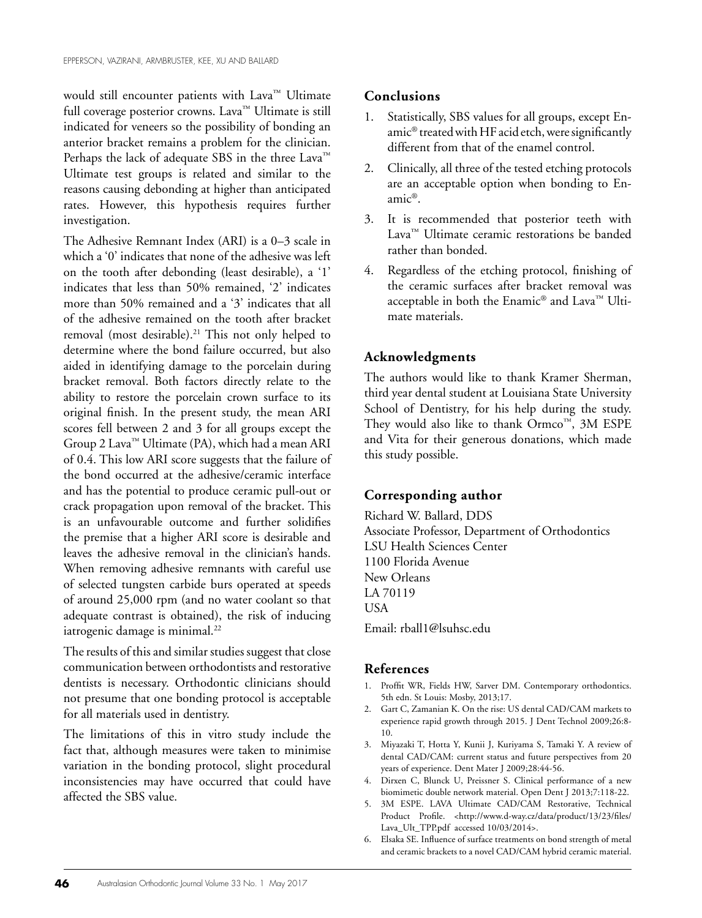would still encounter patients with Lava™ Ultimate full coverage posterior crowns. Lava™ Ultimate is still indicated for veneers so the possibility of bonding an anterior bracket remains a problem for the clinician. Perhaps the lack of adequate SBS in the three Lava™ Ultimate test groups is related and similar to the reasons causing debonding at higher than anticipated rates. However, this hypothesis requires further investigation.

The Adhesive Remnant Index (ARI) is a 0–3 scale in which a '0' indicates that none of the adhesive was left on the tooth after debonding (least desirable), a '1' indicates that less than 50% remained, '2' indicates more than 50% remained and a '3' indicates that all of the adhesive remained on the tooth after bracket removal (most desirable).[21] This not only helped to determine where the bond failure occurred, but also aided in identifying damage to the porcelain during bracket removal. Both factors directly relate to the ability to restore the porcelain crown surface to its original finish. In the present study, the mean ARI scores fell between 2 and 3 for all groups except the Group 2 Lava™ Ultimate (PA), which had a mean ARI of 0.4. This low ARI score suggests that the failure of the bond occurred at the adhesive/ceramic interface and has the potential to produce ceramic pull-out or crack propagation upon removal of the bracket. This is an unfavourable outcome and further solidifies the premise that a higher ARI score is desirable and leaves the adhesive removal in the clinician's hands. When removing adhesive remnants with careful use of selected tungsten carbide burs operated at speeds of around 25,000 rpm (and no water coolant so that adequate contrast is obtained), the risk of inducing iatrogenic damage is minimal.[22]

The results of this and similar studies suggest that close communication between orthodontists and restorative dentists is necessary. Orthodontic clinicians should not presume that one bonding protocol is acceptable for all materials used in dentistry.

The limitations of this in vitro study include the fact that, although measures were taken to minimise variation in the bonding protocol, slight procedural inconsistencies may have occurred that could have affected the SBS value.

## Conclusions

1. Statistically, SBS values for all groups, except Enamic® treated with HF acid etch, were significantly different from that of the enamel control.
2. Clinically, all three of the tested etching protocols are an acceptable option when bonding to Enamic®.
3. It is recommended that posterior teeth with Lava™ Ultimate ceramic restorations be banded rather than bonded.
4. Regardless of the etching protocol, finishing of the ceramic surfaces after bracket removal was acceptable in both the Enamic® and Lava™ Ultimate materials.

## Acknowledgments

The authors would like to thank Kramer Sherman, third year dental student at Louisiana State University School of Dentistry, for his help during the study. They would also like to thank Ormco™, 3M ESPE and Vita for their generous donations, which made this study possible.

## Corresponding author

Richard W. Ballard, DDS
Associate Professor, Department of Orthodontics
LSU Health Sciences Center
1100 Florida Avenue
New Orleans
LA 70119
USA

Email: rball1@lsuhsc.edu

## References

1. Proffit WR, Fields HW, Sarver DM. Contemporary orthodontics. 5th edn. St Louis: Mosby, 2013;17.
2. Gart C, Zamanian K. On the rise: US dental CAD/CAM markets to experience rapid growth through 2015. J Dent Technol 2009;26:8-10.
3. Miyazaki T, Hotta Y, Kunii J, Kuriyama S, Tamaki Y. A review of dental CAD/CAM: current status and future perspectives from 20 years of experience. Dent Mater J 2009;28:44-56.
4. Dirxen C, Blunck U, Preissner S. Clinical performance of a new biomimetic double network material. Open Dent J 2013;7:118-22.
5. 3M ESPE. LAVA Ultimate CAD/CAM Restorative, Technical Product Profile. <http://www.d-way.cz/data/product/13/23/files/Lava_Ult_TPP.pdf accessed 10/03/2014>.
6. Elsaka SE. Influence of surface treatments on bond strength of metal and ceramic brackets to a novel CAD/CAM hybrid ceramic material.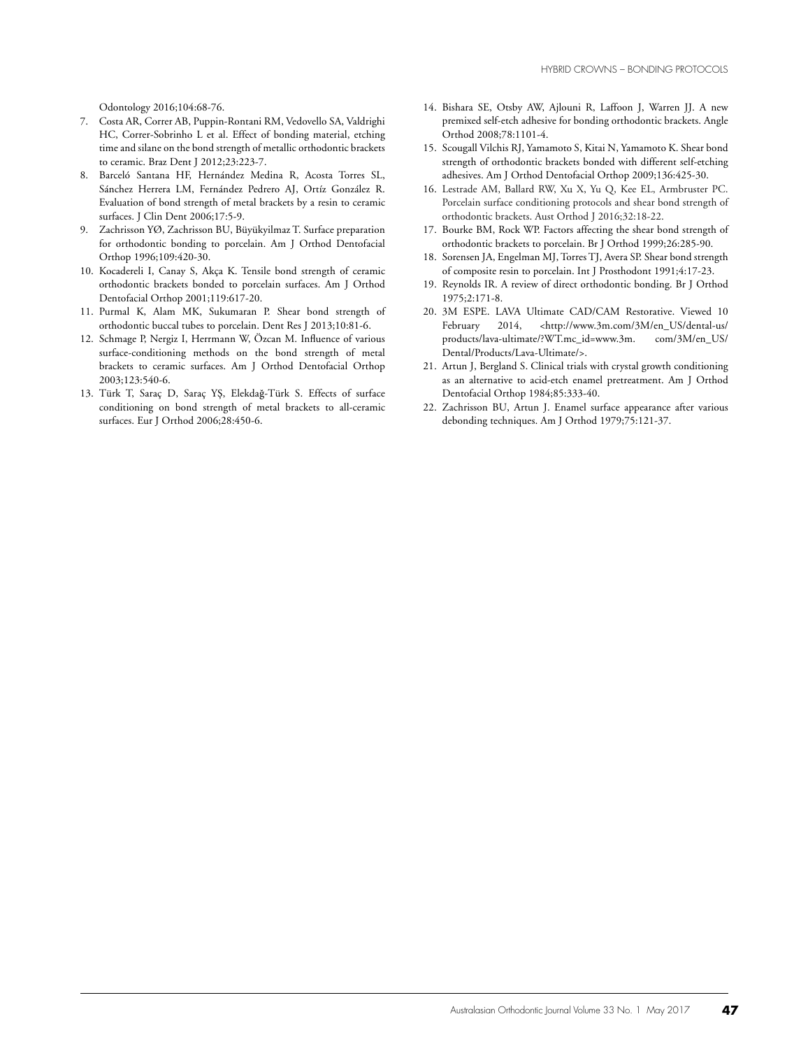Odontology 2016;104:68-76.

7. Costa AR, Correr AB, Puppin-Rontani RM, Vedovello SA, Valdrighi HC, Correr-Sobrinho L et al. Effect of bonding material, etching time and silane on the bond strength of metallic orthodontic brackets to ceramic. Braz Dent J 2012;23:223-7.
8. Barceló Santana HF, Hernández Medina R, Acosta Torres SL, Sánchez Herrera LM, Fernández Pedrero AJ, Ortíz González R. Evaluation of bond strength of metal brackets by a resin to ceramic surfaces. J Clin Dent 2006;17:5-9.
9. Zachrisson YØ, Zachrisson BU, Büyükyilmaz T. Surface preparation for orthodontic bonding to porcelain. Am J Orthod Dentofacial Orthop 1996;109:420-30.
10. Kocadereli I, Canay S, Akça K. Tensile bond strength of ceramic orthodontic brackets bonded to porcelain surfaces. Am J Orthod Dentofacial Orthop 2001;119:617-20.
11. Purmal K, Alam MK, Sukumaran P. Shear bond strength of orthodontic buccal tubes to porcelain. Dent Res J 2013;10:81-6.
12. Schmage P, Nergiz I, Herrmann W, Özcan M. Influence of various surface-conditioning methods on the bond strength of metal brackets to ceramic surfaces. Am J Orthod Dentofacial Orthop 2003;123:540-6.
13. Türk T, Saraç D, Saraç YŞ, Elekdağ-Türk S. Effects of surface conditioning on bond strength of metal brackets to all-ceramic surfaces. Eur J Orthod 2006;28:450-6.
14. Bishara SE, Otsby AW, Ajlouni R, Laffoon J, Warren JJ. A new premixed self-etch adhesive for bonding orthodontic brackets. Angle Orthod 2008;78:1101-4.
15. Scougall Vilchis RJ, Yamamoto S, Kitai N, Yamamoto K. Shear bond strength of orthodontic brackets bonded with different self-etching adhesives. Am J Orthod Dentofacial Orthop 2009;136:425-30.
16. Lestrade AM, Ballard RW, Xu X, Yu Q, Kee EL, Armbruster PC. Porcelain surface conditioning protocols and shear bond strength of orthodontic brackets. Aust Orthod J 2016;32:18-22.
17. Bourke BM, Rock WP. Factors affecting the shear bond strength of orthodontic brackets to porcelain. Br J Orthod 1999;26:285-90.
18. Sorensen JA, Engelman MJ, Torres TJ, Avera SP. Shear bond strength of composite resin to porcelain. Int J Prosthodont 1991;4:17-23.
19. Reynolds IR. A review of direct orthodontic bonding. Br J Orthod 1975;2:171-8.
20. 3M ESPE. LAVA Ultimate CAD/CAM Restorative. Viewed 10 February 2014, <http://www.3m.com/3M/en_US/dental-us/products/lava-ultimate/?WT.mc_id=www.3m. com/3M/en_US/Dental/Products/Lava-Ultimate/>.
21. Artun J, Bergland S. Clinical trials with crystal growth conditioning as an alternative to acid-etch enamel pretreatment. Am J Orthod Dentofacial Orthop 1984;85:333-40.
22. Zachrisson BU, Artun J. Enamel surface appearance after various debonding techniques. Am J Orthod 1979;75:121-37.